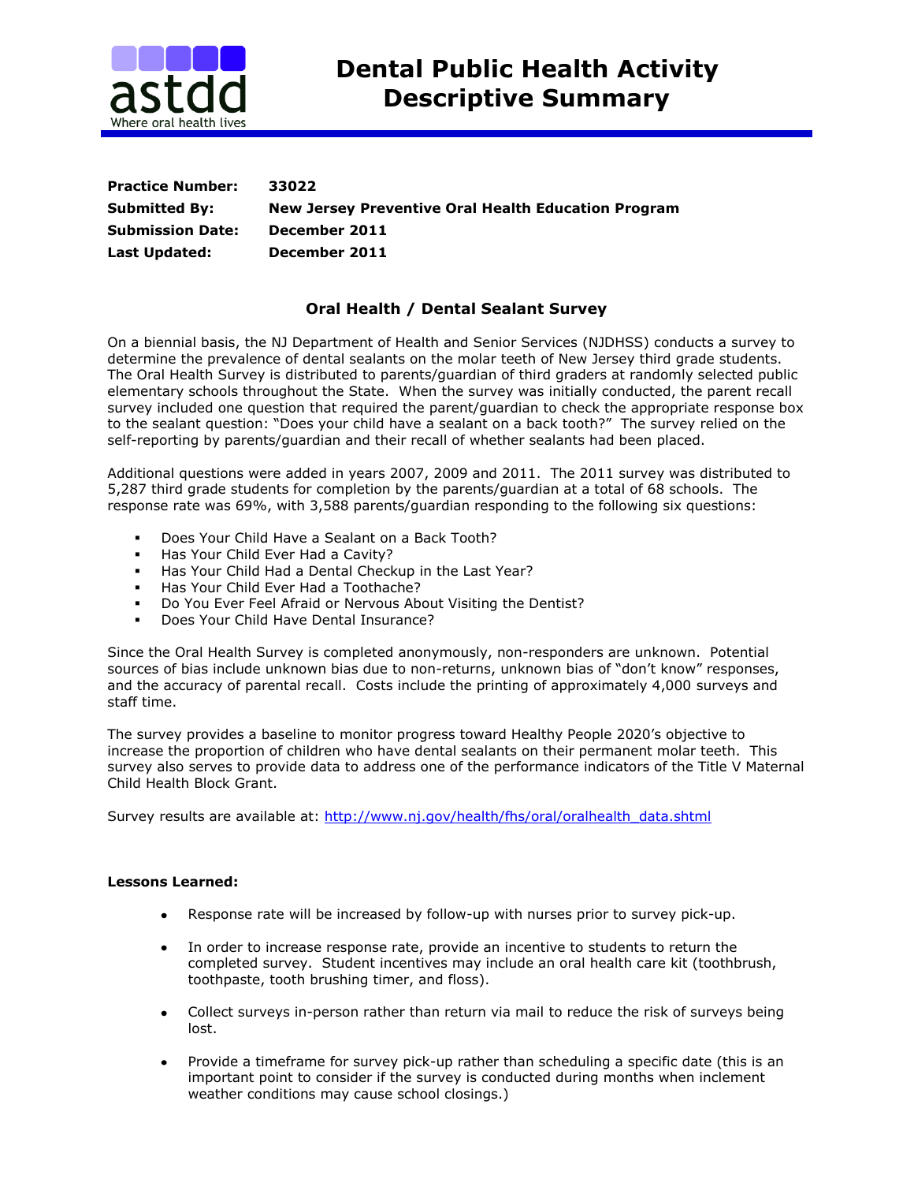# Dental Public Health Activity Descriptive Summary

**Practice Number:** 33022
**Submitted By:** New Jersey Preventive Oral Health Education Program
**Submission Date:** December 2011
**Last Updated:** December 2011

## Oral Health / Dental Sealant Survey

On a biennial basis, the NJ Department of Health and Senior Services (NJDHSS) conducts a survey to determine the prevalence of dental sealants on the molar teeth of New Jersey third grade students. The Oral Health Survey is distributed to parents/guardian of third graders at randomly selected public elementary schools throughout the State. When the survey was initially conducted, the parent recall survey included one question that required the parent/guardian to check the appropriate response box to the sealant question: "Does your child have a sealant on a back tooth?" The survey relied on the self-reporting by parents/guardian and their recall of whether sealants had been placed.

Additional questions were added in years 2007, 2009 and 2011. The 2011 survey was distributed to 5,287 third grade students for completion by the parents/guardian at a total of 68 schools. The response rate was 69%, with 3,588 parents/guardian responding to the following six questions:

- Does Your Child Have a Sealant on a Back Tooth?
- Has Your Child Ever Had a Cavity?
- Has Your Child Had a Dental Checkup in the Last Year?
- Has Your Child Ever Had a Toothache?
- Do You Ever Feel Afraid or Nervous About Visiting the Dentist?
- Does Your Child Have Dental Insurance?

Since the Oral Health Survey is completed anonymously, non-responders are unknown. Potential sources of bias include unknown bias due to non-returns, unknown bias of "don't know" responses, and the accuracy of parental recall. Costs include the printing of approximately 4,000 surveys and staff time.

The survey provides a baseline to monitor progress toward Healthy People 2020's objective to increase the proportion of children who have dental sealants on their permanent molar teeth. This survey also serves to provide data to address one of the performance indicators of the Title V Maternal Child Health Block Grant.

Survey results are available at: [http://www.nj.gov/health/fhs/oral/oralhealth_data.shtml](http://www.nj.gov/health/fhs/oral/oralhealth_data.shtml)

**Lessons Learned:**

- Response rate will be increased by follow-up with nurses prior to survey pick-up.
- In order to increase response rate, provide an incentive to students to return the completed survey. Student incentives may include an oral health care kit (toothbrush, toothpaste, tooth brushing timer, and floss).
- Collect surveys in-person rather than return via mail to reduce the risk of surveys being lost.
- Provide a timeframe for survey pick-up rather than scheduling a specific date (this is an important point to consider if the survey is conducted during months when inclement weather conditions may cause school closings.)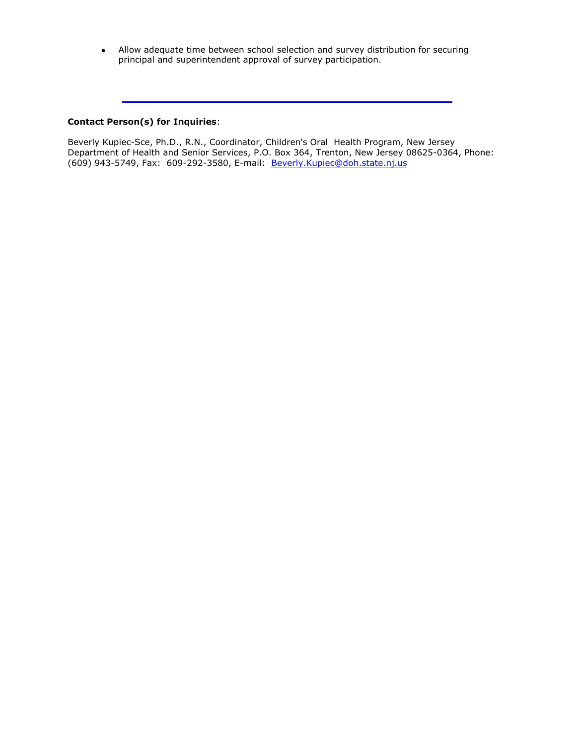- Allow adequate time between school selection and survey distribution for securing principal and superintendent approval of survey participation.

---

**Contact Person(s) for Inquiries**:

Beverly Kupiec-Sce, Ph.D., R.N., Coordinator, Children's Oral Health Program, New Jersey Department of Health and Senior Services, P.O. Box 364, Trenton, New Jersey 08625-0364, Phone: (609) 943-5749, Fax: 609-292-3580, E-mail: Beverly.Kupiec@doh.state.nj.us